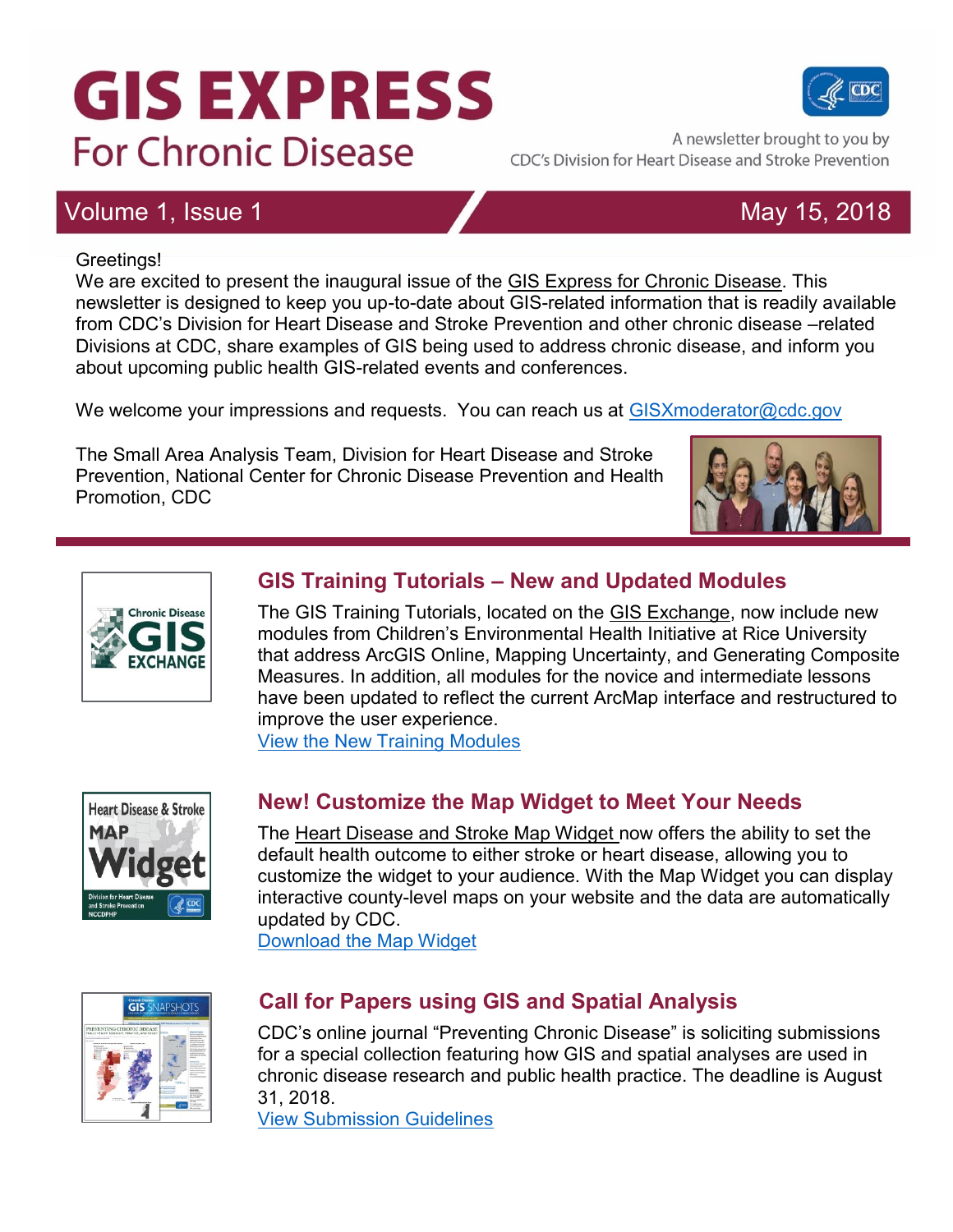# GIS EXPRESS

## For Chronic Disease

A newsletter brought to you by CDC's Division for Heart Disease and Stroke Prevention

Volume 1, Issue 1 — May 15, 2018

Greetings!

We are excited to present the inaugural issue of the GIS Express for Chronic Disease. This newsletter is designed to keep you up-to-date about GIS-related information that is readily available from CDC's Division for Heart Disease and Stroke Prevention and other chronic disease –related Divisions at CDC, share examples of GIS being used to address chronic disease, and inform you about upcoming public health GIS-related events and conferences.

We welcome your impressions and requests. You can reach us at GISXmoderator@cdc.gov

The Small Area Analysis Team, Division for Heart Disease and Stroke Prevention, National Center for Chronic Disease Prevention and Health Promotion, CDC

### GIS Training Tutorials – New and Updated Modules

The GIS Training Tutorials, located on the GIS Exchange, now include new modules from Children's Environmental Health Initiative at Rice University that address ArcGIS Online, Mapping Uncertainty, and Generating Composite Measures. In addition, all modules for the novice and intermediate lessons have been updated to reflect the current ArcMap interface and restructured to improve the user experience.

View the New Training Modules

### New! Customize the Map Widget to Meet Your Needs

The Heart Disease and Stroke Map Widget now offers the ability to set the default health outcome to either stroke or heart disease, allowing you to customize the widget to your audience. With the Map Widget you can display interactive county-level maps on your website and the data are automatically updated by CDC.

Download the Map Widget

### Call for Papers using GIS and Spatial Analysis

CDC's online journal "Preventing Chronic Disease" is soliciting submissions for a special collection featuring how GIS and spatial analyses are used in chronic disease research and public health practice. The deadline is August 31, 2018.

View Submission Guidelines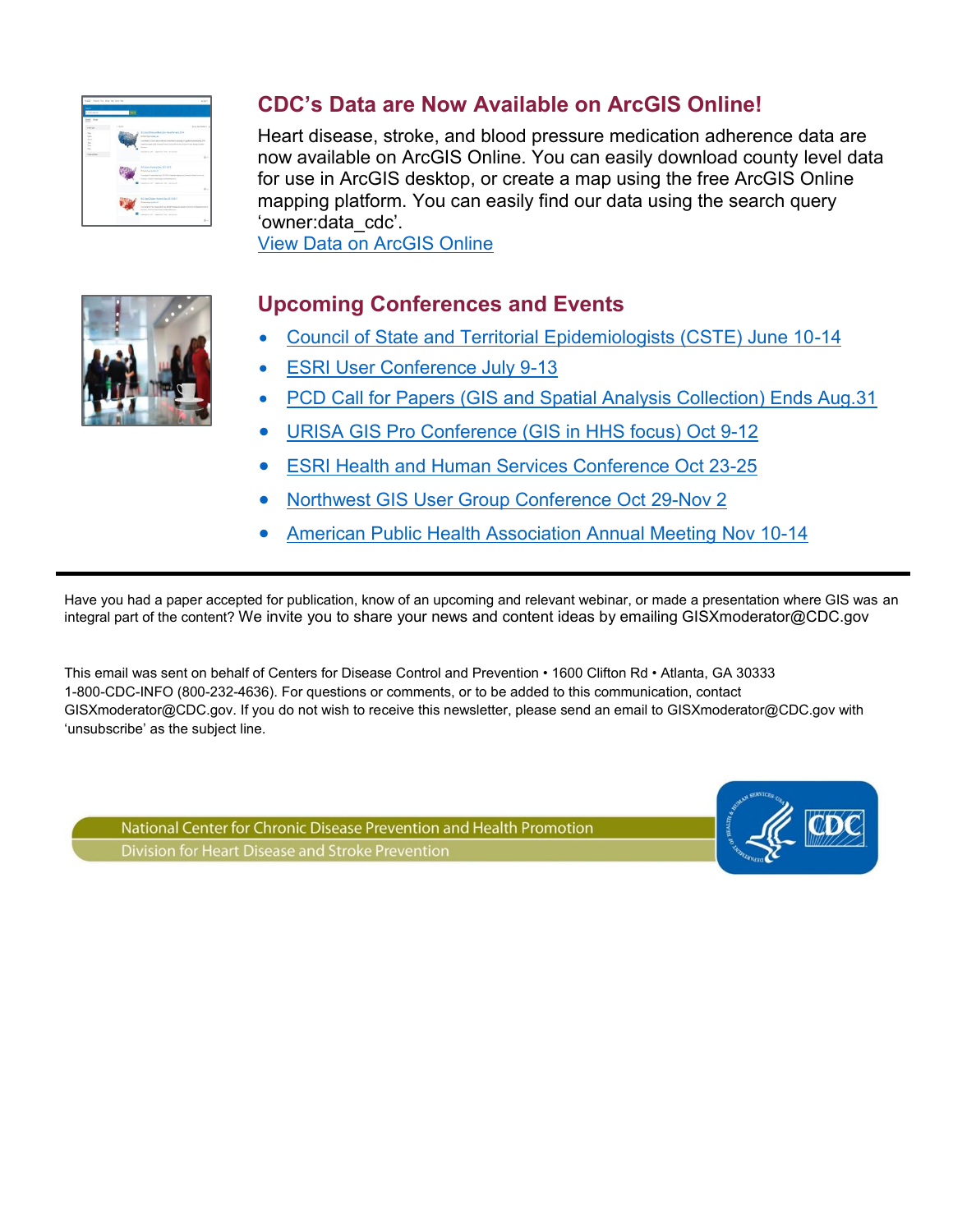## CDC's Data are Now Available on ArcGIS Online!

Heart disease, stroke, and blood pressure medication adherence data are now available on ArcGIS Online. You can easily download county level data for use in ArcGIS desktop, or create a map using the free ArcGIS Online mapping platform. You can easily find our data using the search query 'owner:data_cdc'.

View Data on ArcGIS Online

## Upcoming Conferences and Events

- Council of State and Territorial Epidemiologists (CSTE) June 10-14
- ESRI User Conference July 9-13
- PCD Call for Papers (GIS and Spatial Analysis Collection) Ends Aug.31
- URISA GIS Pro Conference (GIS in HHS focus) Oct 9-12
- ESRI Health and Human Services Conference Oct 23-25
- Northwest GIS User Group Conference Oct 29-Nov 2
- American Public Health Association Annual Meeting Nov 10-14

---

Have you had a paper accepted for publication, know of an upcoming and relevant webinar, or made a presentation where GIS was an integral part of the content? We invite you to share your news and content ideas by emailing GISXmoderator@CDC.gov

This email was sent on behalf of Centers for Disease Control and Prevention • 1600 Clifton Rd • Atlanta, GA 30333 1-800-CDC-INFO (800-232-4636). For questions or comments, or to be added to this communication, contact GISXmoderator@CDC.gov. If you do not wish to receive this newsletter, please send an email to GISXmoderator@CDC.gov with 'unsubscribe' as the subject line.

National Center for Chronic Disease Prevention and Health Promotion
Division for Heart Disease and Stroke Prevention